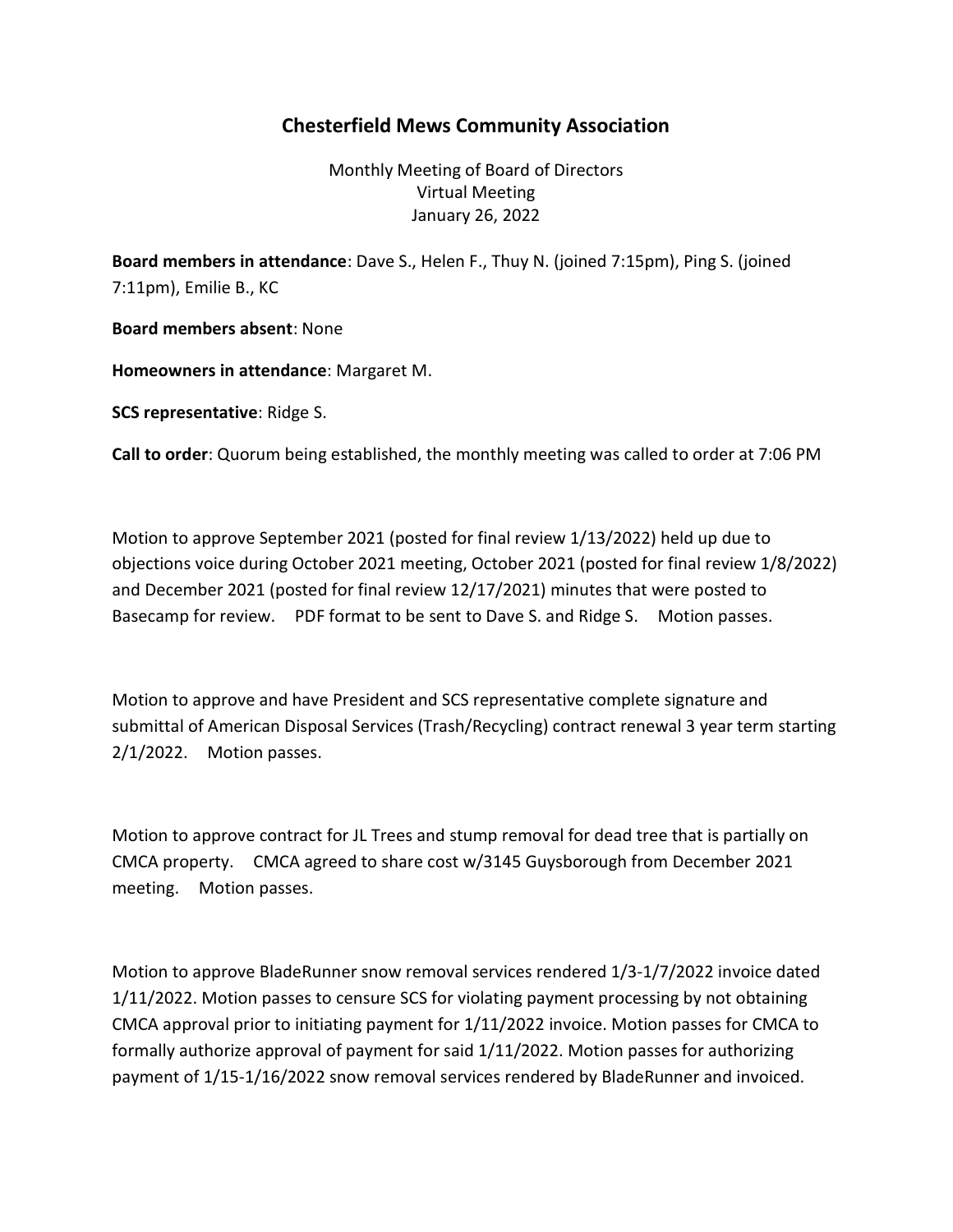# Chesterfield Mews Community Association

Monthly Meeting of Board of Directors
Virtual Meeting
January 26, 2022

**Board members in attendance**: Dave S., Helen F., Thuy N. (joined 7:15pm), Ping S. (joined 7:11pm), Emilie B., KC

**Board members absent**: None

**Homeowners in attendance**: Margaret M.

**SCS representative**: Ridge S.

**Call to order**: Quorum being established, the monthly meeting was called to order at 7:06 PM

Motion to approve September 2021 (posted for final review 1/13/2022) held up due to objections voice during October 2021 meeting, October 2021 (posted for final review 1/8/2022) and December 2021 (posted for final review 12/17/2021) minutes that were posted to Basecamp for review. PDF format to be sent to Dave S. and Ridge S. Motion passes.

Motion to approve and have President and SCS representative complete signature and submittal of American Disposal Services (Trash/Recycling) contract renewal 3 year term starting 2/1/2022. Motion passes.

Motion to approve contract for JL Trees and stump removal for dead tree that is partially on CMCA property. CMCA agreed to share cost w/3145 Guysborough from December 2021 meeting. Motion passes.

Motion to approve BladeRunner snow removal services rendered 1/3-1/7/2022 invoice dated 1/11/2022. Motion passes to censure SCS for violating payment processing by not obtaining CMCA approval prior to initiating payment for 1/11/2022 invoice. Motion passes for CMCA to formally authorize approval of payment for said 1/11/2022. Motion passes for authorizing payment of 1/15-1/16/2022 snow removal services rendered by BladeRunner and invoiced.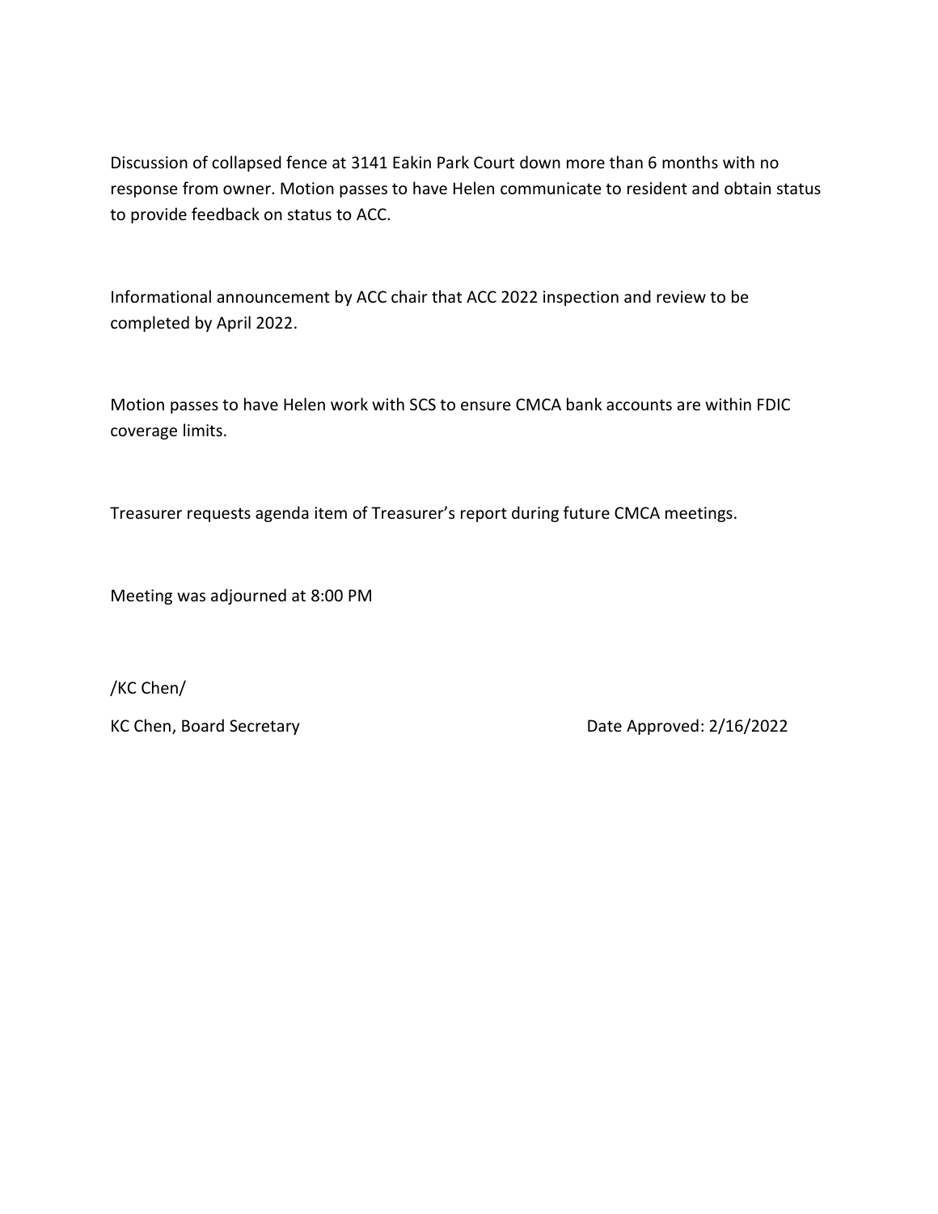Discussion of collapsed fence at 3141 Eakin Park Court down more than 6 months with no response from owner. Motion passes to have Helen communicate to resident and obtain status to provide feedback on status to ACC.

Informational announcement by ACC chair that ACC 2022 inspection and review to be completed by April 2022.

Motion passes to have Helen work with SCS to ensure CMCA bank accounts are within FDIC coverage limits.

Treasurer requests agenda item of Treasurer's report during future CMCA meetings.

Meeting was adjourned at 8:00 PM

/KC Chen/

KC Chen, Board Secretary                                        Date Approved: 2/16/2022